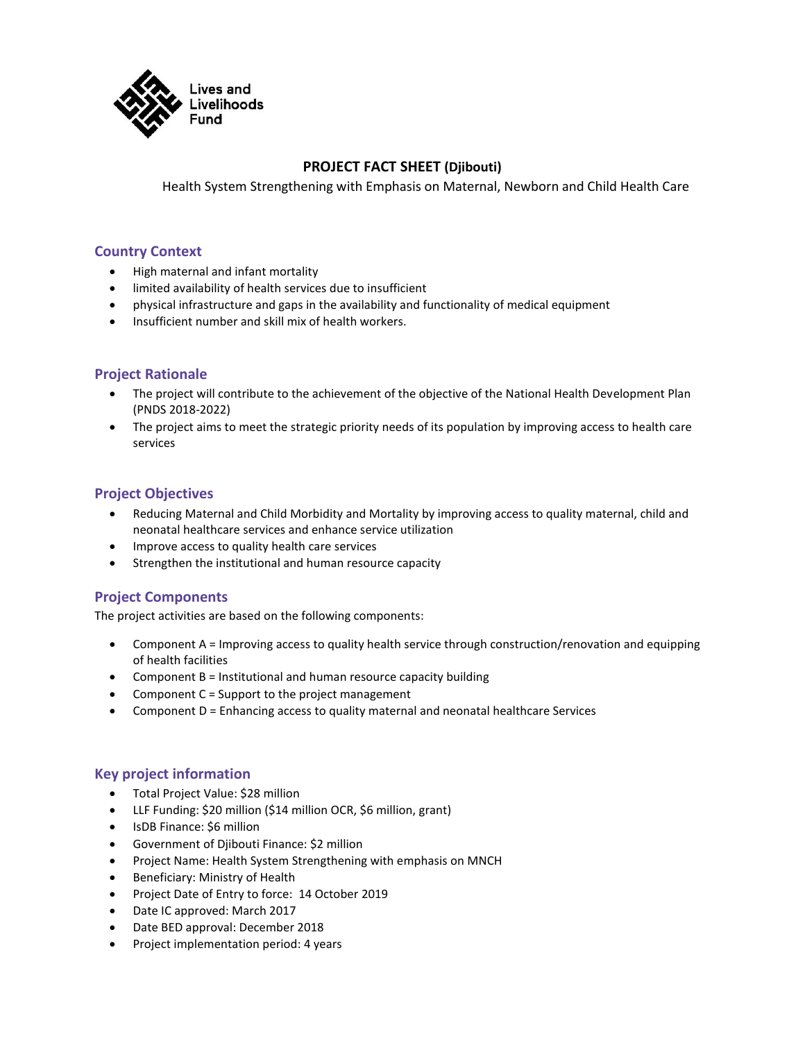Lives and Livelihoods Fund

# PROJECT FACT SHEET (Djibouti)

Health System Strengthening with Emphasis on Maternal, Newborn and Child Health Care

## Country Context

- High maternal and infant mortality
- limited availability of health services due to insufficient
- physical infrastructure and gaps in the availability and functionality of medical equipment
- Insufficient number and skill mix of health workers.

## Project Rationale

- The project will contribute to the achievement of the objective of the National Health Development Plan (PNDS 2018-2022)
- The project aims to meet the strategic priority needs of its population by improving access to health care services

## Project Objectives

- Reducing Maternal and Child Morbidity and Mortality by improving access to quality maternal, child and neonatal healthcare services and enhance service utilization
- Improve access to quality health care services
- Strengthen the institutional and human resource capacity

## Project Components

The project activities are based on the following components:

- Component A = Improving access to quality health service through construction/renovation and equipping of health facilities
- Component B = Institutional and human resource capacity building
- Component C = Support to the project management
- Component D = Enhancing access to quality maternal and neonatal healthcare Services

## Key project information

- Total Project Value: $28 million
- LLF Funding: $20 million ($14 million OCR, $6 million, grant)
- IsDB Finance: $6 million
- Government of Djibouti Finance: $2 million
- Project Name: Health System Strengthening with emphasis on MNCH
- Beneficiary: Ministry of Health
- Project Date of Entry to force: 14 October 2019
- Date IC approved: March 2017
- Date BED approval: December 2018
- Project implementation period: 4 years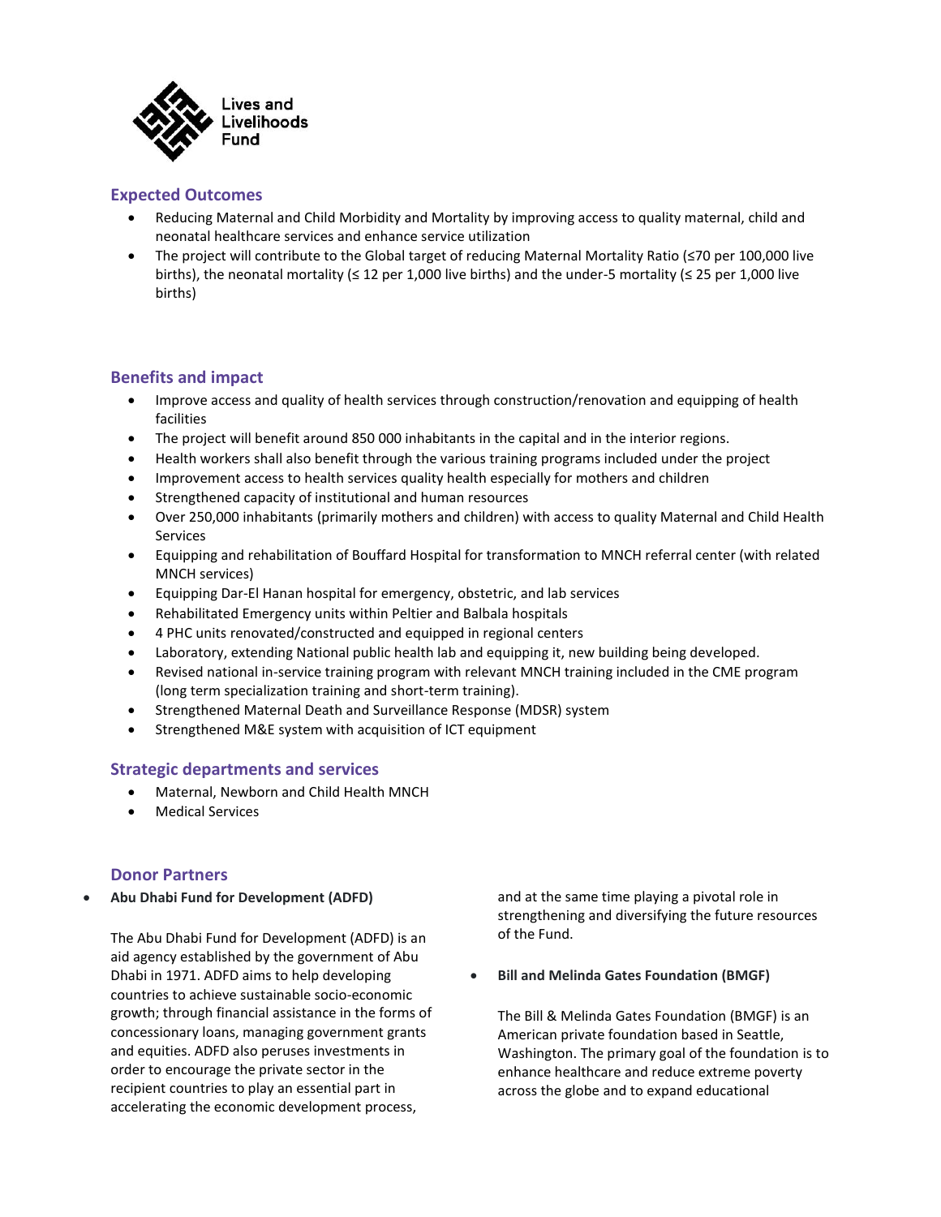## Expected Outcomes

- Reducing Maternal and Child Morbidity and Mortality by improving access to quality maternal, child and neonatal healthcare services and enhance service utilization
- The project will contribute to the Global target of reducing Maternal Mortality Ratio (≤70 per 100,000 live births), the neonatal mortality (≤ 12 per 1,000 live births) and the under-5 mortality (≤ 25 per 1,000 live births)

## Benefits and impact

- Improve access and quality of health services through construction/renovation and equipping of health facilities
- The project will benefit around 850 000 inhabitants in the capital and in the interior regions.
- Health workers shall also benefit through the various training programs included under the project
- Improvement access to health services quality health especially for mothers and children
- Strengthened capacity of institutional and human resources
- Over 250,000 inhabitants (primarily mothers and children) with access to quality Maternal and Child Health Services
- Equipping and rehabilitation of Bouffard Hospital for transformation to MNCH referral center (with related MNCH services)
- Equipping Dar-El Hanan hospital for emergency, obstetric, and lab services
- Rehabilitated Emergency units within Peltier and Balbala hospitals
- 4 PHC units renovated/constructed and equipped in regional centers
- Laboratory, extending National public health lab and equipping it, new building being developed.
- Revised national in-service training program with relevant MNCH training included in the CME program (long term specialization training and short-term training).
- Strengthened Maternal Death and Surveillance Response (MDSR) system
- Strengthened M&E system with acquisition of ICT equipment

## Strategic departments and services

- Maternal, Newborn and Child Health MNCH
- Medical Services

## Donor Partners

- **Abu Dhabi Fund for Development (ADFD)**

  The Abu Dhabi Fund for Development (ADFD) is an aid agency established by the government of Abu Dhabi in 1971. ADFD aims to help developing countries to achieve sustainable socio-economic growth; through financial assistance in the forms of concessionary loans, managing government grants and equities. ADFD also peruses investments in order to encourage the private sector in the recipient countries to play an essential part in accelerating the economic development process, and at the same time playing a pivotal role in strengthening and diversifying the future resources of the Fund.

- **Bill and Melinda Gates Foundation (BMGF)**

  The Bill & Melinda Gates Foundation (BMGF) is an American private foundation based in Seattle, Washington. The primary goal of the foundation is to enhance healthcare and reduce extreme poverty across the globe and to expand educational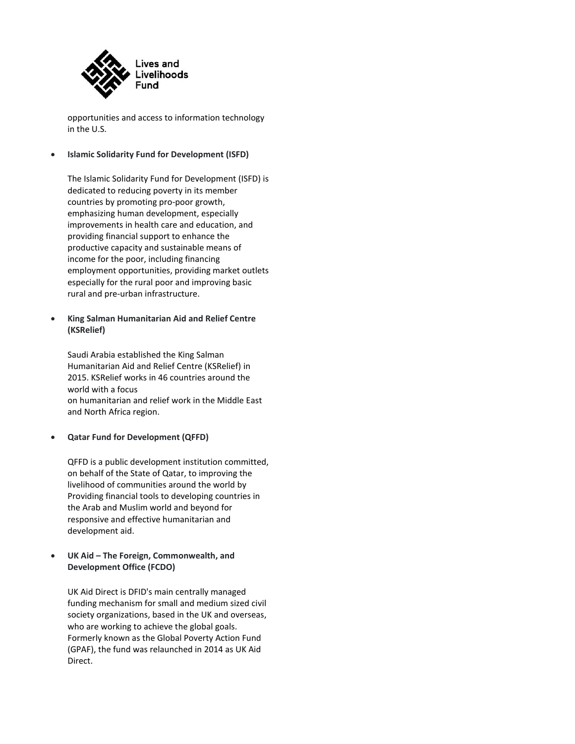opportunities and access to information technology in the U.S.

- **Islamic Solidarity Fund for Development (ISFD)**

  The Islamic Solidarity Fund for Development (ISFD) is dedicated to reducing poverty in its member countries by promoting pro-poor growth, emphasizing human development, especially improvements in health care and education, and providing financial support to enhance the productive capacity and sustainable means of income for the poor, including financing employment opportunities, providing market outlets especially for the rural poor and improving basic rural and pre-urban infrastructure.

- **King Salman Humanitarian Aid and Relief Centre (KSRelief)**

  Saudi Arabia established the King Salman Humanitarian Aid and Relief Centre (KSRelief) in 2015. KSRelief works in 46 countries around the world with a focus on humanitarian and relief work in the Middle East and North Africa region.

- **Qatar Fund for Development (QFFD)**

  QFFD is a public development institution committed, on behalf of the State of Qatar, to improving the livelihood of communities around the world by Providing financial tools to developing countries in the Arab and Muslim world and beyond for responsive and effective humanitarian and development aid.

- **UK Aid – The Foreign, Commonwealth, and Development Office (FCDO)**

  UK Aid Direct is DFID's main centrally managed funding mechanism for small and medium sized civil society organizations, based in the UK and overseas, who are working to achieve the global goals. Formerly known as the Global Poverty Action Fund (GPAF), the fund was relaunched in 2014 as UK Aid Direct.